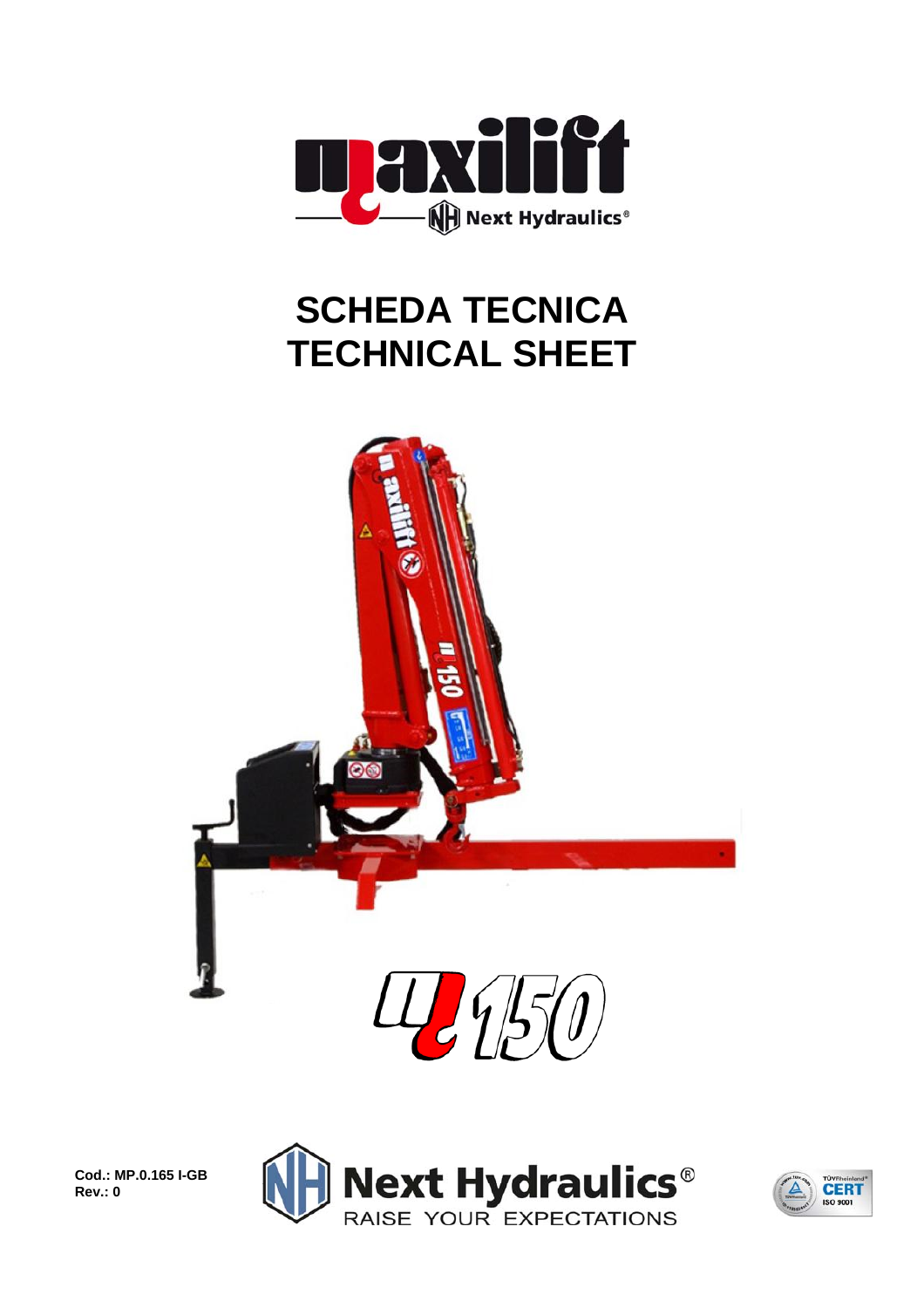# SCHEDA TECNICA
# TECHNICAL SHEET

Cod.: MP.0.165 I-GB
Rev.: 0

Next Hydraulics®
RAISE YOUR EXPECTATIONS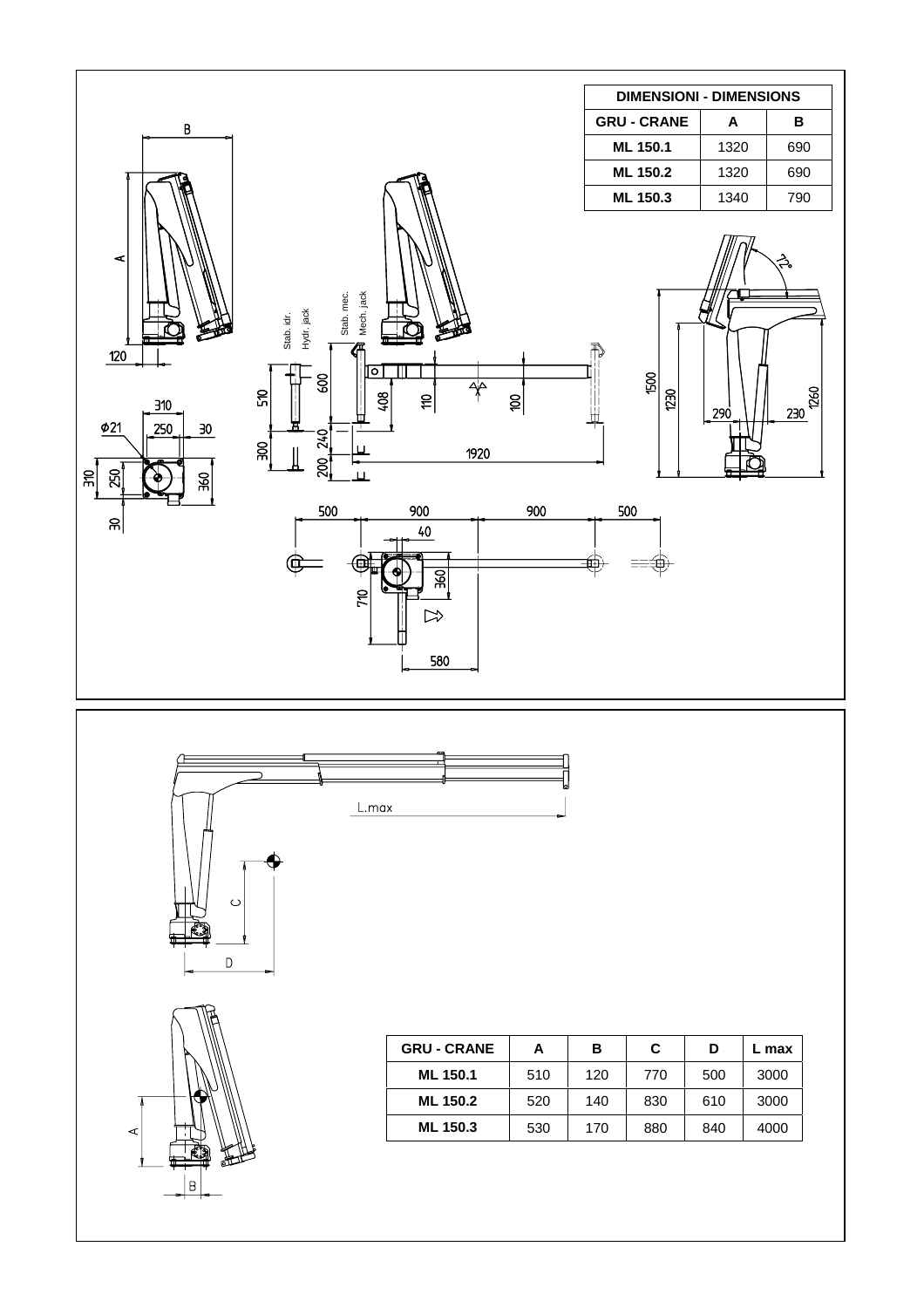| DIMENSIONI - DIMENSIONS | | |
|---|---|---|
| GRU - CRANE | A | B |
| ML 150.1 | 1320 | 690 |
| ML 150.2 | 1320 | 690 |
| ML 150.3 | 1340 | 790 |

Stab. idr. Hydr. jack

Stab. mec. Mech. jack

L.max

| GRU - CRANE | A | B | C | D | L max |
|---|---|---|---|---|---|
| ML 150.1 | 510 | 120 | 770 | 500 | 3000 |
| ML 150.2 | 520 | 140 | 830 | 610 | 3000 |
| ML 150.3 | 530 | 170 | 880 | 840 | 4000 |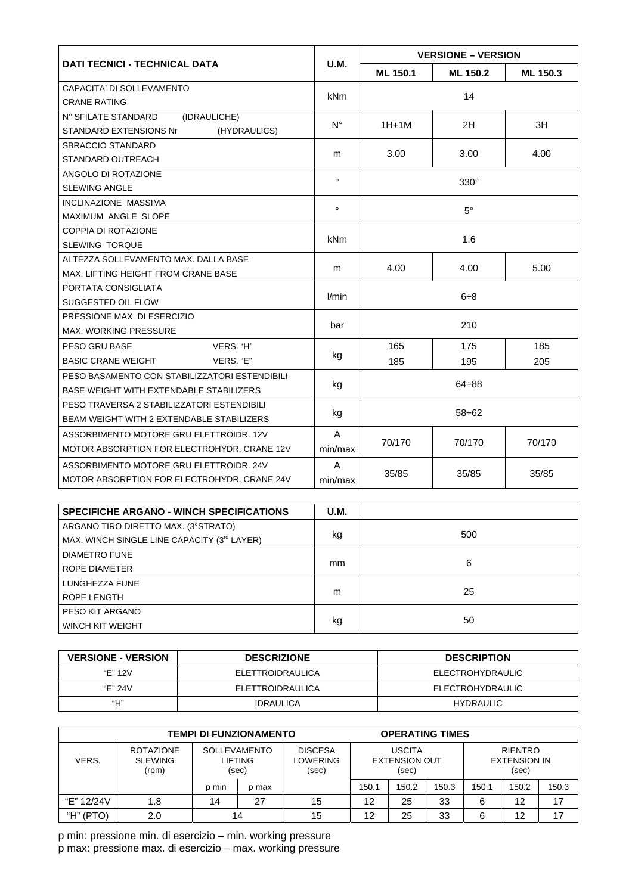| DATI TECNICI - TECHNICAL DATA | U.M. | VERSIONE – VERSION | | |
|---|---|---|---|---|
| | | ML 150.1 | ML 150.2 | ML 150.3 |
| CAPACITA' DI SOLLEVAMENTO<br>CRANE RATING | kNm | 14 | | |
| N° SFILATE STANDARD (IDRAULICHE)<br>STANDARD EXTENSIONS Nr (HYDRAULICS) | N° | 1H+1M | 2H | 3H |
| SBRACCIO STANDARD<br>STANDARD OUTREACH | m | 3.00 | 3.00 | 4.00 |
| ANGOLO DI ROTAZIONE<br>SLEWING ANGLE | ° | 330° | | |
| INCLINAZIONE MASSIMA<br>MAXIMUM ANGLE SLOPE | ° | 5° | | |
| COPPIA DI ROTAZIONE<br>SLEWING TORQUE | kNm | 1.6 | | |
| ALTEZZA SOLLEVAMENTO MAX. DALLA BASE<br>MAX. LIFTING HEIGHT FROM CRANE BASE | m | 4.00 | 4.00 | 5.00 |
| PORTATA CONSIGLIATA<br>SUGGESTED OIL FLOW | l/min | 6÷8 | | |
| PRESSIONE MAX. DI ESERCIZIO<br>MAX. WORKING PRESSURE | bar | 210 | | |
| PESO GRU BASE VERS. "H"<br>BASIC CRANE WEIGHT VERS. "E" | kg | 165<br>185 | 175<br>195 | 185<br>205 |
| PESO BASAMENTO CON STABILIZZATORI ESTENDIBILI<br>BASE WEIGHT WITH EXTENDABLE STABILIZERS | kg | 64÷88 | | |
| PESO TRAVERSA 2 STABILIZZATORI ESTENDIBILI<br>BEAM WEIGHT WITH 2 EXTENDABLE STABILIZERS | kg | 58÷62 | | |
| ASSORBIMENTO MOTORE GRU ELETTROIDR. 12V<br>MOTOR ABSORPTION FOR ELECTROHYDR. CRANE 12V | A<br>min/max | 70/170 | 70/170 | 70/170 |
| ASSORBIMENTO MOTORE GRU ELETTROIDR. 24V<br>MOTOR ABSORPTION FOR ELECTROHYDR. CRANE 24V | A<br>min/max | 35/85 | 35/85 | 35/85 |

| SPECIFICHE ARGANO - WINCH SPECIFICATIONS | U.M. | |
|---|---|---|
| ARGANO TIRO DIRETTO MAX. (3°STRATO)<br>MAX. WINCH SINGLE LINE CAPACITY (3rd LAYER) | kg | 500 |
| DIAMETRO FUNE<br>ROPE DIAMETER | mm | 6 |
| LUNGHEZZA FUNE<br>ROPE LENGTH | m | 25 |
| PESO KIT ARGANO<br>WINCH KIT WEIGHT | kg | 50 |

| VERSIONE - VERSION | DESCRIZIONE | DESCRIPTION |
|---|---|---|
| "E" 12V | ELETTROIDRAULICA | ELECTROHYDRAULIC |
| "E" 24V | ELETTROIDRAULICA | ELECTROHYDRAULIC |
| "H" | IDRAULICA | HYDRAULIC |

| TEMPI DI FUNZIONAMENTO – OPERATING TIMES | | | | | | | | | | | |
|---|---|---|---|---|---|---|---|---|---|---|---|
| VERS. | ROTAZIONE SLEWING (rpm) | SOLLEVAMENTO LIFTING (sec) | | DISCESA LOWERING (sec) | USCITA EXTENSION OUT (sec) | | | RIENTRO EXTENSION IN (sec) | | |
| | | p min | p max | | 150.1 | 150.2 | 150.3 | 150.1 | 150.2 | 150.3 |
| "E" 12/24V | 1.8 | 14 | 27 | 15 | 12 | 25 | 33 | 6 | 12 | 17 |
| "H" (PTO) | 2.0 | 14 | | 15 | 12 | 25 | 33 | 6 | 12 | 17 |

p min: pressione min. di esercizio – min. working pressure
p max: pressione max. di esercizio – max. working pressure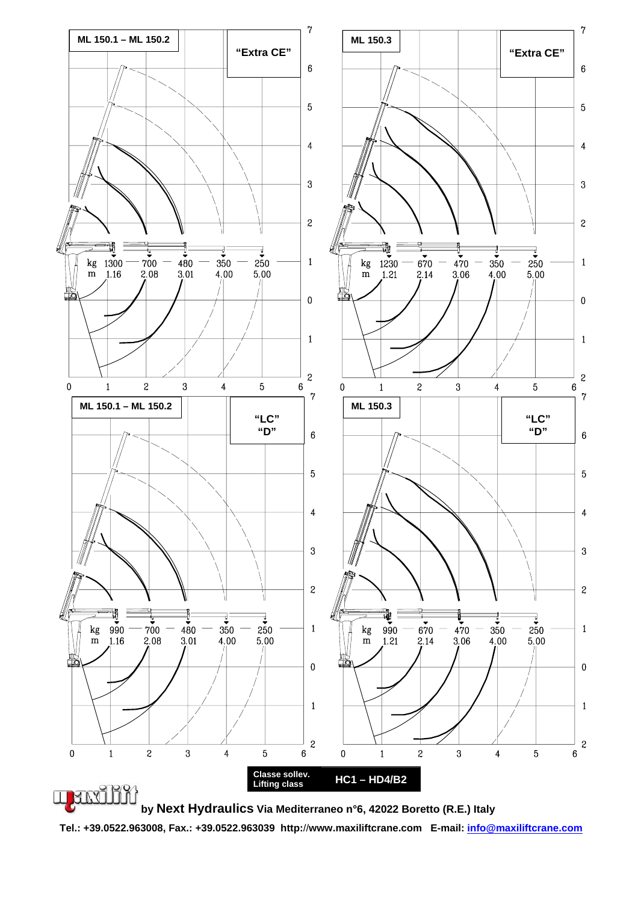ML 150.1 – ML 150.2

"Extra CE"

kg 1300 — 700 — 480 — 350 — 250

m 1.16 2.08 3.01 4.00 5.00

ML 150.3

"Extra CE"

kg 1230 — 670 — 470 — 350 — 250

m 1.21 2.14 3.06 4.00 5.00

ML 150.1 – ML 150.2

"LC"
"D"

kg 990 — 700 — 480 — 350 — 250

m 1.16 2.08 3.01 4.00 5.00

ML 150.3

"LC"
"D"

kg 990 — 670 — 470 — 350 — 250

m 1.21 2.14 3.06 4.00 5.00

Classe sollev.
Lifting class

**HC1 – HD4/B2**

maxilift **by Next Hydraulics Via Mediterraneo n°6, 42022 Boretto (R.E.) Italy**

**Tel.: +39.0522.963008, Fax.: +39.0522.963039 http://www.maxiliftcrane.com E-mail: info@maxiliftcrane.com**